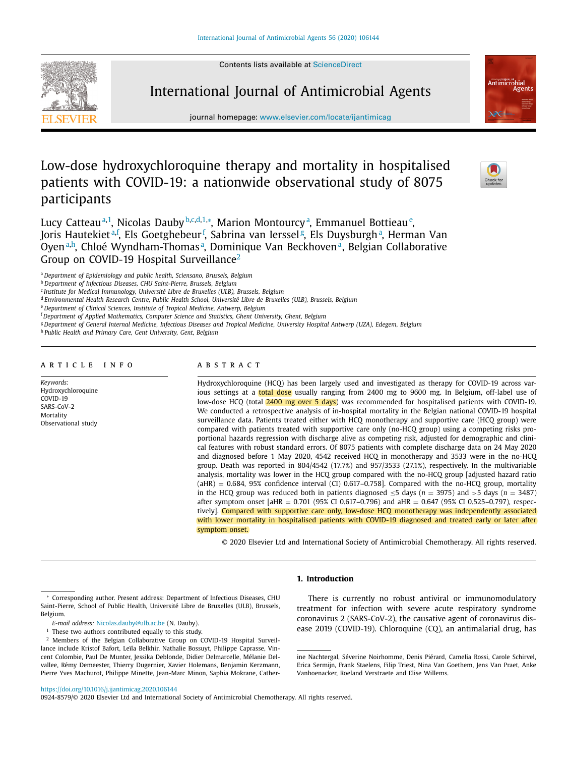# Low-dose hydroxychloroquine therapy and mortality in hospitalised patients with COVID-19: a nationwide observational study of 8075 participants

Lucy Catteau[a,1], Nicolas Dauby[b,c,d,1,*], Marion Montourcy[a], Emmanuel Bottieau[e], Joris Hautekiet[a,f], Els Goetghebeur[f], Sabrina van Ierssel[g], Els Duysburgh[a], Herman Van Oyen[a,h], Chloé Wyndham-Thomas[a], Dominique Van Beckhoven[a], Belgian Collaborative Group on COVID-19 Hospital Surveillance[2]

[a] Department of Epidemiology and public health, Sciensano, Brussels, Belgium
[b] Department of Infectious Diseases, CHU Saint-Pierre, Brussels, Belgium
[c] Institute for Medical Immunology, Université Libre de Bruxelles (ULB), Brussels, Belgium
[d] Environmental Health Research Centre, Public Health School, Université Libre de Bruxelles (ULB), Brussels, Belgium
[e] Department of Clinical Sciences, Institute of Tropical Medicine, Antwerp, Belgium
[f] Department of Applied Mathematics, Computer Science and Statistics, Ghent University, Ghent, Belgium
[g] Department of General Internal Medicine, Infectious Diseases and Tropical Medicine, University Hospital Antwerp (UZA), Edegem, Belgium
[h] Public Health and Primary Care, Gent University, Gent, Belgium

## ARTICLE INFO

*Keywords:*
Hydroxychloroquine
COVID-19
SARS-CoV-2
Mortality
Observational study

## ABSTRACT

Hydroxychloroquine (HCQ) has been largely used and investigated as therapy for COVID-19 across various settings at a total dose usually ranging from 2400 mg to 9600 mg. In Belgium, off-label use of low-dose HCQ (total 2400 mg over 5 days) was recommended for hospitalised patients with COVID-19. We conducted a retrospective analysis of in-hospital mortality in the Belgian national COVID-19 hospital surveillance data. Patients treated either with HCQ monotherapy and supportive care (HCQ group) were compared with patients treated with supportive care only (no-HCQ group) using a competing risks proportional hazards regression with discharge alive as competing risk, adjusted for demographic and clinical features with robust standard errors. Of 8075 patients with complete discharge data on 24 May 2020 and diagnosed before 1 May 2020, 4542 received HCQ in monotherapy and 3533 were in the no-HCQ group. Death was reported in 804/4542 (17.7%) and 957/3533 (27.1%), respectively. In the multivariable analysis, mortality was lower in the HCQ group compared with the no-HCQ group [adjusted hazard ratio (aHR) = 0.684, 95% confidence interval (CI) 0.617–0.758]. Compared with the no-HCQ group, mortality in the HCQ group was reduced both in patients diagnosed ≤5 days ($n$ = 3975) and >5 days ($n$ = 3487) after symptom onset [aHR = 0.701 (95% CI 0.617–0.796) and aHR = 0.647 (95% CI 0.525–0.797), respectively]. Compared with supportive care only, low-dose HCQ monotherapy was independently associated with lower mortality in hospitalised patients with COVID-19 diagnosed and treated early or later after symptom onset.

© 2020 Elsevier Ltd and International Society of Antimicrobial Chemotherapy. All rights reserved.

## 1. Introduction

There is currently no robust antiviral or immunomodulatory treatment for infection with severe acute respiratory syndrome coronavirus 2 (SARS-CoV-2), the causative agent of coronavirus disease 2019 (COVID-19). Chloroquine (CQ), an antimalarial drug, has

---

* Corresponding author. Present address: Department of Infectious Diseases, CHU Saint-Pierre, School of Public Health, Université Libre de Bruxelles (ULB), Brussels, Belgium.

*E-mail address:* Nicolas.dauby@ulb.ac.be (N. Dauby).

[1] These two authors contributed equally to this study.

[2] Members of the Belgian Collaborative Group on COVID-19 Hospital Surveillance include Kristof Bafort, Leïla Belkhir, Nathalie Bossuyt, Philippe Caprasse, Vincent Colombie, Paul De Munter, Jessika Deblonde, Didier Delmarcelle, Mélanie Delvallee, Rémy Demeester, Thierry Dugernier, Xavier Holemans, Benjamin Kerzmann, Pierre Yves Machurot, Philippe Minette, Jean-Marc Minon, Saphia Mokrane, Catherine Nachtergal, Séverine Noirhomme, Denis Piérard, Camelia Rossi, Carole Schirvel, Erica Sermijn, Frank Staelens, Filip Triest, Nina Van Goethem, Jens Van Praet, Anke Vanhoenacker, Roeland Verstraete and Elise Willems.

https://doi.org/10.1016/j.ijantimicag.2020.106144
0924-8579/© 2020 Elsevier Ltd and International Society of Antimicrobial Chemotherapy. All rights reserved.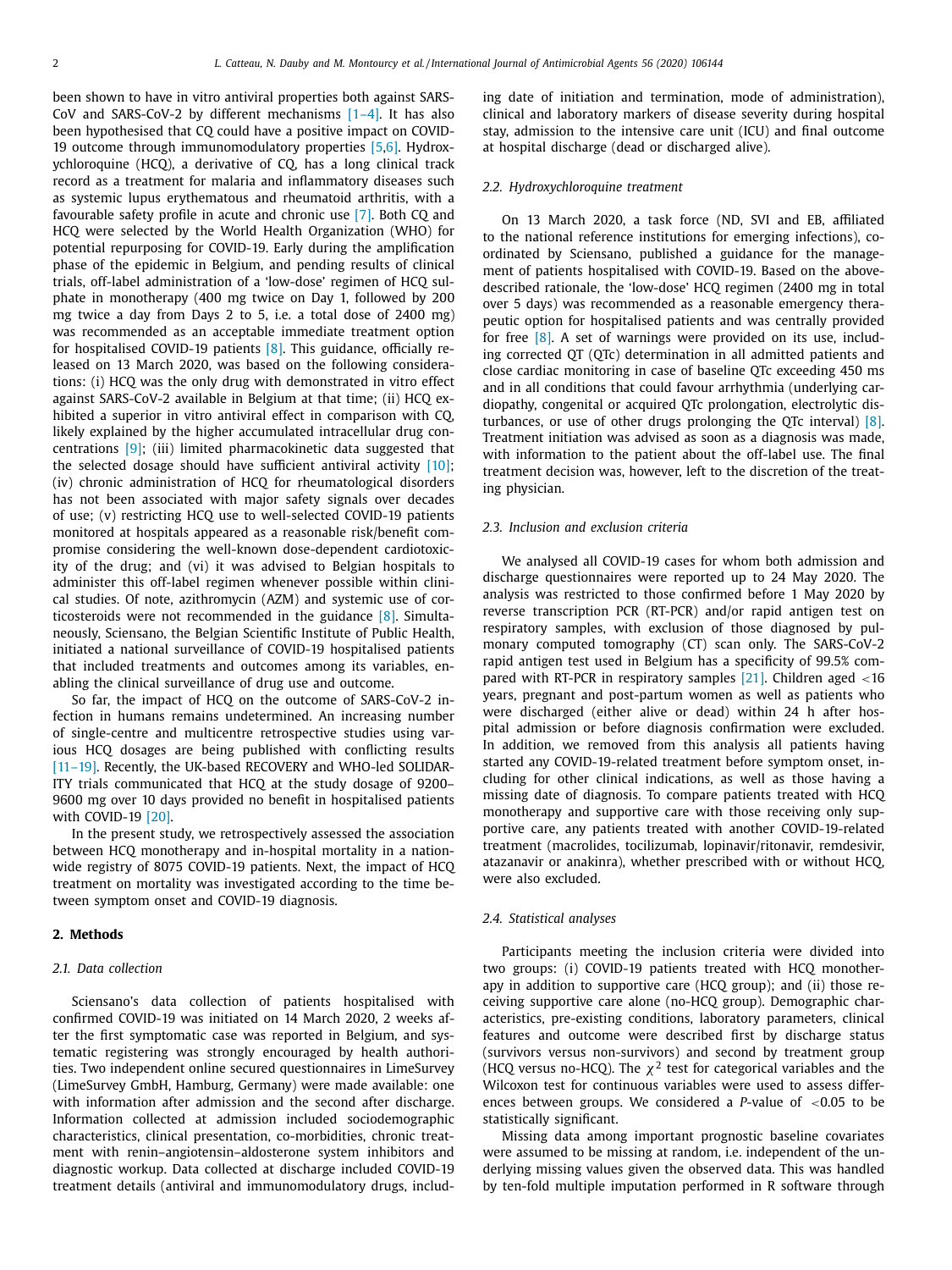been shown to have in vitro antiviral properties both against SARS-CoV and SARS-CoV-2 by different mechanisms [1–4]. It has also been hypothesised that CQ could have a positive impact on COVID-19 outcome through immunomodulatory properties [5,6]. Hydroxychloroquine (HCQ), a derivative of CQ, has a long clinical track record as a treatment for malaria and inflammatory diseases such as systemic lupus erythematous and rheumatoid arthritis, with a favourable safety profile in acute and chronic use [7]. Both CQ and HCQ were selected by the World Health Organization (WHO) for potential repurposing for COVID-19. Early during the amplification phase of the epidemic in Belgium, and pending results of clinical trials, off-label administration of a 'low-dose' regimen of HCQ sulphate in monotherapy (400 mg twice on Day 1, followed by 200 mg twice a day from Days 2 to 5, i.e. a total dose of 2400 mg) was recommended as an acceptable immediate treatment option for hospitalised COVID-19 patients [8]. This guidance, officially released on 13 March 2020, was based on the following considerations: (i) HCQ was the only drug with demonstrated in vitro effect against SARS-CoV-2 available in Belgium at that time; (ii) HCQ exhibited a superior in vitro antiviral effect in comparison with CQ, likely explained by the higher accumulated intracellular drug concentrations [9]; (iii) limited pharmacokinetic data suggested that the selected dosage should have sufficient antiviral activity [10]; (iv) chronic administration of HCQ for rheumatological disorders has not been associated with major safety signals over decades of use; (v) restricting HCQ use to well-selected COVID-19 patients monitored at hospitals appeared as a reasonable risk/benefit compromise considering the well-known dose-dependent cardiotoxicity of the drug; and (vi) it was advised to Belgian hospitals to administer this off-label regimen whenever possible within clinical studies. Of note, azithromycin (AZM) and systemic use of corticosteroids were not recommended in the guidance [8]. Simultaneously, Sciensano, the Belgian Scientific Institute of Public Health, initiated a national surveillance of COVID-19 hospitalised patients that included treatments and outcomes among its variables, enabling the clinical surveillance of drug use and outcome.

So far, the impact of HCQ on the outcome of SARS-CoV-2 infection in humans remains undetermined. An increasing number of single-centre and multicentre retrospective studies using various HCQ dosages are being published with conflicting results [11–19]. Recently, the UK-based RECOVERY and WHO-led SOLIDARITY trials communicated that HCQ at the study dosage of 9200–9600 mg over 10 days provided no benefit in hospitalised patients with COVID-19 [20].

In the present study, we retrospectively assessed the association between HCQ monotherapy and in-hospital mortality in a nationwide registry of 8075 COVID-19 patients. Next, the impact of HCQ treatment on mortality was investigated according to the time between symptom onset and COVID-19 diagnosis.

## 2. Methods

### 2.1. Data collection

Sciensano's data collection of patients hospitalised with confirmed COVID-19 was initiated on 14 March 2020, 2 weeks after the first symptomatic case was reported in Belgium, and systematic registering was strongly encouraged by health authorities. Two independent online secured questionnaires in LimeSurvey (LimeSurvey GmbH, Hamburg, Germany) were made available: one with information after admission and the second after discharge. Information collected at admission included sociodemographic characteristics, clinical presentation, co-morbidities, chronic treatment with renin–angiotensin–aldosterone system inhibitors and diagnostic workup. Data collected at discharge included COVID-19 treatment details (antiviral and immunomodulatory drugs, including date of initiation and termination, mode of administration), clinical and laboratory markers of disease severity during hospital stay, admission to the intensive care unit (ICU) and final outcome at hospital discharge (dead or discharged alive).

### 2.2. Hydroxychloroquine treatment

On 13 March 2020, a task force (ND, SVI and EB, affiliated to the national reference institutions for emerging infections), coordinated by Sciensano, published a guidance for the management of patients hospitalised with COVID-19. Based on the above-described rationale, the 'low-dose' HCQ regimen (2400 mg in total over 5 days) was recommended as a reasonable emergency therapeutic option for hospitalised patients and was centrally provided for free [8]. A set of warnings were provided on its use, including corrected QT (QTc) determination in all admitted patients and close cardiac monitoring in case of baseline QTc exceeding 450 ms and in all conditions that could favour arrhythmia (underlying cardiopathy, congenital or acquired QTc prolongation, electrolytic disturbances, or use of other drugs prolonging the QTc interval) [8]. Treatment initiation was advised as soon as a diagnosis was made, with information to the patient about the off-label use. The final treatment decision was, however, left to the discretion of the treating physician.

### 2.3. Inclusion and exclusion criteria

We analysed all COVID-19 cases for whom both admission and discharge questionnaires were reported up to 24 May 2020. The analysis was restricted to those confirmed before 1 May 2020 by reverse transcription PCR (RT-PCR) and/or rapid antigen test on respiratory samples, with exclusion of those diagnosed by pulmonary computed tomography (CT) scan only. The SARS-CoV-2 rapid antigen test used in Belgium has a specificity of 99.5% compared with RT-PCR in respiratory samples [21]. Children aged <16 years, pregnant and post-partum women as well as patients who were discharged (either alive or dead) within 24 h after hospital admission or before diagnosis confirmation were excluded. In addition, we removed from this analysis all patients having started any COVID-19-related treatment before symptom onset, including for other clinical indications, as well as those having a missing date of diagnosis. To compare patients treated with HCQ monotherapy and supportive care with those receiving only supportive care, any patients treated with another COVID-19-related treatment (macrolides, tocilizumab, lopinavir/ritonavir, remdesivir, atazanavir or anakinra), whether prescribed with or without HCQ, were also excluded.

### 2.4. Statistical analyses

Participants meeting the inclusion criteria were divided into two groups: (i) COVID-19 patients treated with HCQ monotherapy in addition to supportive care (HCQ group); and (ii) those receiving supportive care alone (no-HCQ group). Demographic characteristics, pre-existing conditions, laboratory parameters, clinical features and outcome were described first by discharge status (survivors versus non-survivors) and second by treatment group (HCQ versus no-HCQ). The $\chi^2$ test for categorical variables and the Wilcoxon test for continuous variables were used to assess differences between groups. We considered a $P$-value of $<0.05$ to be statistically significant.

Missing data among important prognostic baseline covariates were assumed to be missing at random, i.e. independent of the underlying missing values given the observed data. This was handled by ten-fold multiple imputation performed in R software through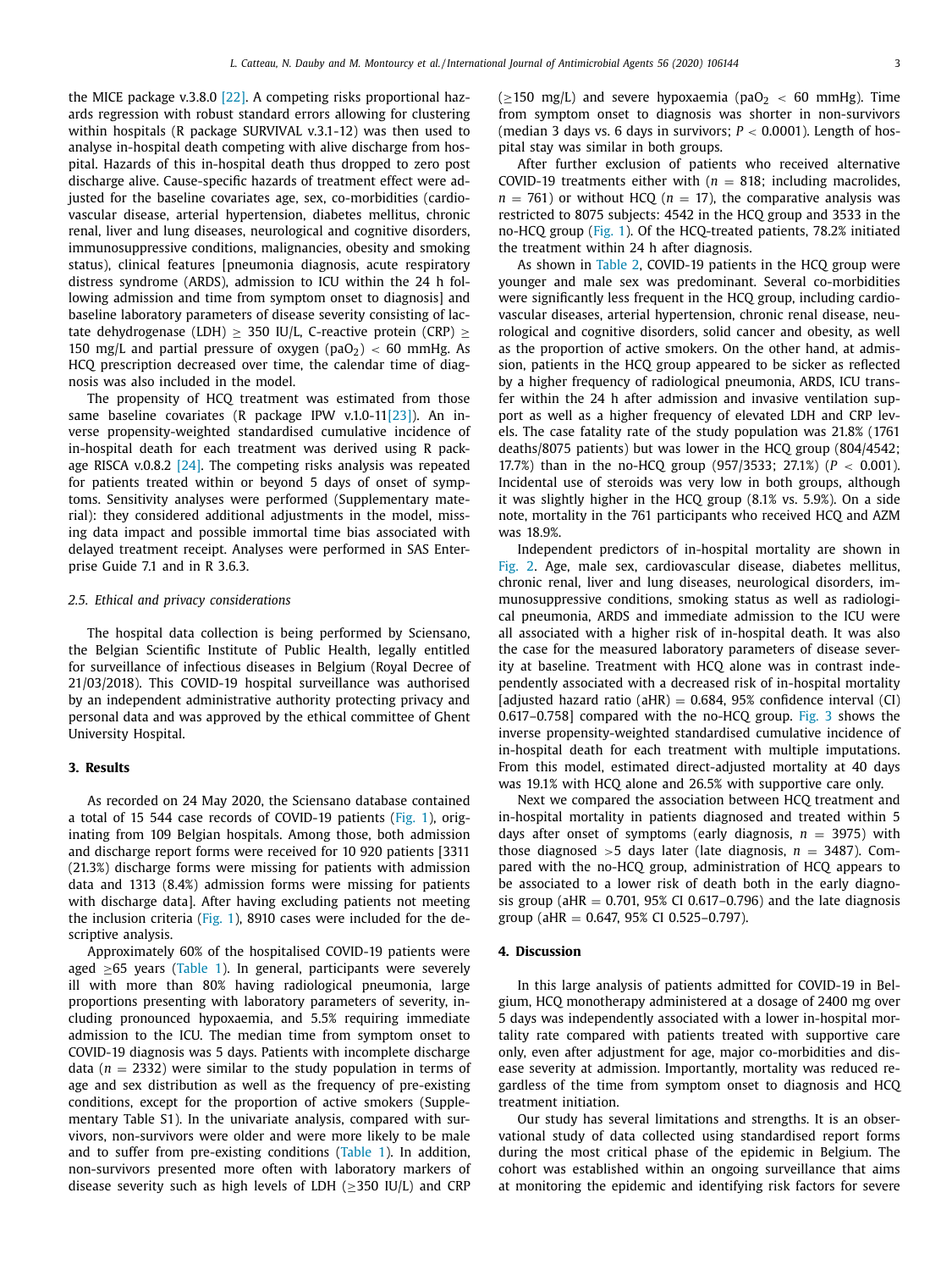the MICE package v.3.8.0 [22]. A competing risks proportional hazards regression with robust standard errors allowing for clustering within hospitals (R package SURVIVAL v.3.1-12) was then used to analyse in-hospital death competing with alive discharge from hospital. Hazards of this in-hospital death thus dropped to zero post discharge alive. Cause-specific hazards of treatment effect were adjusted for the baseline covariates age, sex, co-morbidities (cardiovascular disease, arterial hypertension, diabetes mellitus, chronic renal, liver and lung diseases, neurological and cognitive disorders, immunosuppressive conditions, malignancies, obesity and smoking status), clinical features [pneumonia diagnosis, acute respiratory distress syndrome (ARDS), admission to ICU within the 24 h following admission and time from symptom onset to diagnosis] and baseline laboratory parameters of disease severity consisting of lactate dehydrogenase (LDH) $\geq$ 350 IU/L, C-reactive protein (CRP) $\geq$ 150 mg/L and partial pressure of oxygen ($paO_2$) < 60 mmHg. As HCQ prescription decreased over time, the calendar time of diagnosis was also included in the model.

The propensity of HCQ treatment was estimated from those same baseline covariates (R package IPW v.1.0-11[23]). An inverse propensity-weighted standardised cumulative incidence of in-hospital death for each treatment was derived using R package RISCA v.0.8.2 [24]. The competing risks analysis was repeated for patients treated within or beyond 5 days of onset of symptoms. Sensitivity analyses were performed (Supplementary material): they considered additional adjustments in the model, missing data impact and possible immortal time bias associated with delayed treatment receipt. Analyses were performed in SAS Enterprise Guide 7.1 and in R 3.6.3.

### 2.5. Ethical and privacy considerations

The hospital data collection is being performed by Sciensano, the Belgian Scientific Institute of Public Health, legally entitled for surveillance of infectious diseases in Belgium (Royal Decree of 21/03/2018). This COVID-19 hospital surveillance was authorised by an independent administrative authority protecting privacy and personal data and was approved by the ethical committee of Ghent University Hospital.

## 3. Results

As recorded on 24 May 2020, the Sciensano database contained a total of 15 544 case records of COVID-19 patients (Fig. 1), originating from 109 Belgian hospitals. Among those, both admission and discharge report forms were received for 10 920 patients [3311 (21.3%) discharge forms were missing for patients with admission data and 1313 (8.4%) admission forms were missing for patients with discharge data]. After having excluding patients not meeting the inclusion criteria (Fig. 1), 8910 cases were included for the descriptive analysis.

Approximately 60% of the hospitalised COVID-19 patients were aged $\geq$65 years (Table 1). In general, participants were severely ill with more than 80% having radiological pneumonia, large proportions presenting with laboratory parameters of severity, including pronounced hypoxaemia, and 5.5% requiring immediate admission to the ICU. The median time from symptom onset to COVID-19 diagnosis was 5 days. Patients with incomplete discharge data ($n$ = 2332) were similar to the study population in terms of age and sex distribution as well as the frequency of pre-existing conditions, except for the proportion of active smokers (Supplementary Table S1). In the univariate analysis, compared with survivors, non-survivors were older and were more likely to be male and to suffer from pre-existing conditions (Table 1). In addition, non-survivors presented more often with laboratory markers of disease severity such as high levels of LDH ($\geq$350 IU/L) and CRP ($\geq$150 mg/L) and severe hypoxaemia ($paO_2$ < 60 mmHg). Time from symptom onset to diagnosis was shorter in non-survivors (median 3 days vs. 6 days in survivors; $P$ < 0.0001). Length of hospital stay was similar in both groups.

After further exclusion of patients who received alternative COVID-19 treatments either with ($n$ = 818; including macrolides, $n$ = 761) or without HCQ ($n$ = 17), the comparative analysis was restricted to 8075 subjects: 4542 in the HCQ group and 3533 in the no-HCQ group (Fig. 1). Of the HCQ-treated patients, 78.2% initiated the treatment within 24 h after diagnosis.

As shown in Table 2, COVID-19 patients in the HCQ group were younger and male sex was predominant. Several co-morbidities were significantly less frequent in the HCQ group, including cardiovascular diseases, arterial hypertension, chronic renal disease, neurological and cognitive disorders, solid cancer and obesity, as well as the proportion of active smokers. On the other hand, at admission, patients in the HCQ group appeared to be sicker as reflected by a higher frequency of radiological pneumonia, ARDS, ICU transfer within the 24 h after admission and invasive ventilation support as well as a higher frequency of elevated LDH and CRP levels. The case fatality rate of the study population was 21.8% (1761 deaths/8075 patients) but was lower in the HCQ group (804/4542; 17.7%) than in the no-HCQ group (957/3533; 27.1%) ($P$ < 0.001). Incidental use of steroids was very low in both groups, although it was slightly higher in the HCQ group (8.1% vs. 5.9%). On a side note, mortality in the 761 participants who received HCQ and AZM was 18.9%.

Independent predictors of in-hospital mortality are shown in Fig. 2. Age, male sex, cardiovascular disease, diabetes mellitus, chronic renal, liver and lung diseases, neurological disorders, immunosuppressive conditions, smoking status as well as radiological pneumonia, ARDS and immediate admission to the ICU were all associated with a higher risk of in-hospital death. It was also the case for the measured laboratory parameters of disease severity at baseline. Treatment with HCQ alone was in contrast independently associated with a decreased risk of in-hospital mortality [adjusted hazard ratio (aHR) = 0.684, 95% confidence interval (CI) 0.617–0.758] compared with the no-HCQ group. Fig. 3 shows the inverse propensity-weighted standardised cumulative incidence of in-hospital death for each treatment with multiple imputations. From this model, estimated direct-adjusted mortality at 40 days was 19.1% with HCQ alone and 26.5% with supportive care only.

Next we compared the association between HCQ treatment and in-hospital mortality in patients diagnosed and treated within 5 days after onset of symptoms (early diagnosis, $n$ = 3975) with those diagnosed >5 days later (late diagnosis, $n$ = 3487). Compared with the no-HCQ group, administration of HCQ appears to be associated to a lower risk of death both in the early diagnosis group (aHR = 0.701, 95% CI 0.617–0.796) and the late diagnosis group (aHR = 0.647, 95% CI 0.525–0.797).

## 4. Discussion

In this large analysis of patients admitted for COVID-19 in Belgium, HCQ monotherapy administered at a dosage of 2400 mg over 5 days was independently associated with a lower in-hospital mortality rate compared with patients treated with supportive care only, even after adjustment for age, major co-morbidities and disease severity at admission. Importantly, mortality was reduced regardless of the time from symptom onset to diagnosis and HCQ treatment initiation.

Our study has several limitations and strengths. It is an observational study of data collected using standardised report forms during the most critical phase of the epidemic in Belgium. The cohort was established within an ongoing surveillance that aims at monitoring the epidemic and identifying risk factors for severe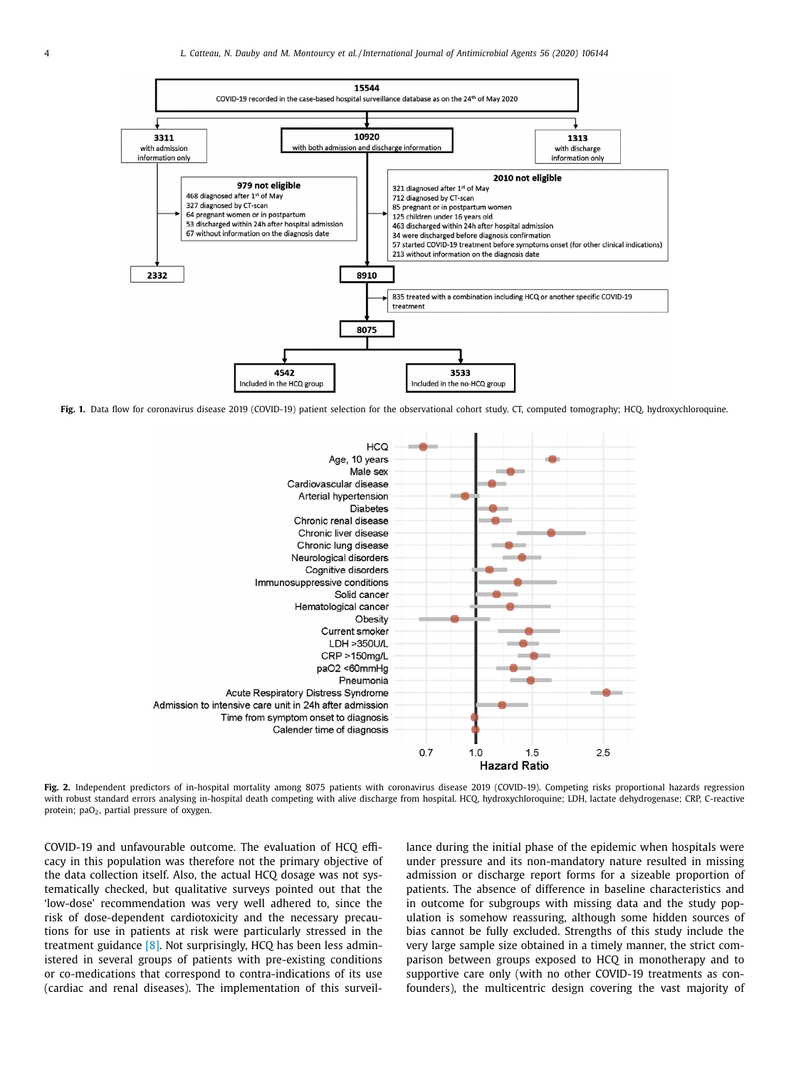**Fig. 1.** Data flow for coronavirus disease 2019 (COVID-19) patient selection for the observational cohort study. CT, computed tomography; HCQ, hydroxychloroquine.

**Fig. 2.** Independent predictors of in-hospital mortality among 8075 patients with coronavirus disease 2019 (COVID-19). Competing risks proportional hazards regression with robust standard errors analysing in-hospital death competing with alive discharge from hospital. HCQ, hydroxychloroquine; LDH, lactate dehydrogenase; CRP, C-reactive protein; $paO_2$, partial pressure of oxygen.

COVID-19 and unfavourable outcome. The evaluation of HCQ efficacy in this population was therefore not the primary objective of the data collection itself. Also, the actual HCQ dosage was not systematically checked, but qualitative surveys pointed out that the 'low-dose' recommendation was very well adhered to, since the risk of dose-dependent cardiotoxicity and the necessary precautions for use in patients at risk were particularly stressed in the treatment guidance [8]. Not surprisingly, HCQ has been less administered in several groups of patients with pre-existing conditions or co-medications that correspond to contra-indications of its use (cardiac and renal diseases). The implementation of this surveillance during the initial phase of the epidemic when hospitals were under pressure and its non-mandatory nature resulted in missing admission or discharge report forms for a sizeable proportion of patients. The absence of difference in baseline characteristics and in outcome for subgroups with missing data and the study population is somehow reassuring, although some hidden sources of bias cannot be fully excluded. Strengths of this study include the very large sample size obtained in a timely manner, the strict comparison between groups exposed to HCQ in monotherapy and to supportive care only (with no other COVID-19 treatments as confounders), the multicentric design covering the vast majority of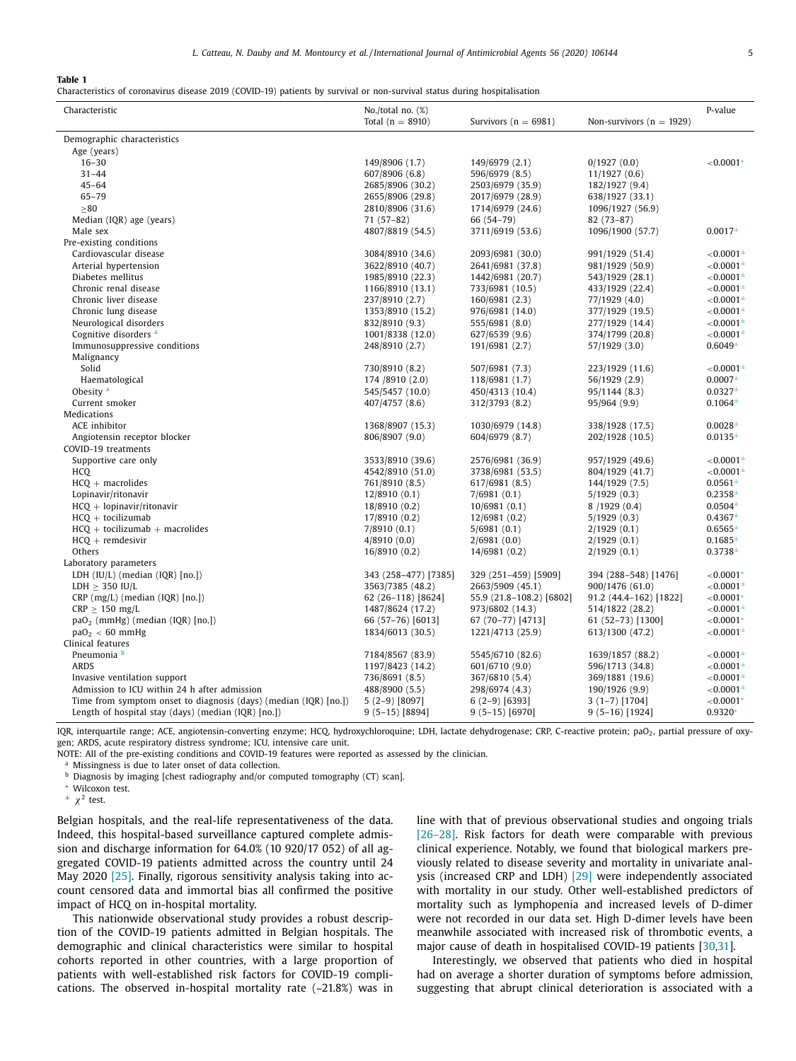**Table 1**
Characteristics of coronavirus disease 2019 (COVID-19) patients by survival or non-survival status during hospitalisation

| Characteristic | No./total no. (%) Total (n = 8910) | Survivors (n = 6981) | Non-survivors (n = 1929) | P-value |
|---|---|---|---|---|
| Demographic characteristics | | | | |
| Age (years) | | | | |
| 16–30 | 149/8906 (1.7) | 149/6979 (2.1) | 0/1927 (0.0) | <0.0001* |
| 31–44 | 607/8906 (6.8) | 596/6979 (8.5) | 11/1927 (0.6) | |
| 45–64 | 2685/8906 (30.2) | 2503/6979 (35.9) | 182/1927 (9.4) | |
| 65–79 | 2655/8906 (29.8) | 2017/6979 (28.9) | 638/1927 (33.1) | |
| ≥80 | 2810/8906 (31.6) | 1714/6979 (24.6) | 1096/1927 (56.9) | |
| Median (IQR) age (years) | 71 (57–82) | 66 (54–79) | 82 (73–87) | |
| Male sex | 4807/8819 (54.5) | 3711/6919 (53.6) | 1096/1900 (57.7) | 0.0017± |
| Pre-existing conditions | | | | |
| Cardiovascular disease | 3084/8910 (34.6) | 2093/6981 (30.0) | 991/1929 (51.4) | <0.0001± |
| Arterial hypertension | 3622/8910 (40.7) | 2641/6981 (37.8) | 981/1929 (50.9) | <0.0001± |
| Diabetes mellitus | 1985/8910 (22.3) | 1442/6981 (20.7) | 543/1929 (28.1) | <0.0001± |
| Chronic renal disease | 1166/8910 (13.1) | 733/6981 (10.5) | 433/1929 (22.4) | <0.0001± |
| Chronic liver disease | 237/8910 (2.7) | 160/6981 (2.3) | 77/1929 (4.0) | <0.0001± |
| Chronic lung disease | 1353/8910 (15.2) | 976/6981 (14.0) | 377/1929 (19.5) | <0.0001± |
| Neurological disorders | 832/8910 (9.3) | 555/6981 (8.0) | 277/1929 (14.4) | <0.0001± |
| Cognitive disorders [a] | 1001/8338 (12.0) | 627/6539 (9.6) | 374/1799 (20.8) | <0.0001± |
| Immunosuppressive conditions | 248/8910 (2.7) | 191/6981 (2.7) | 57/1929 (3.0) | 0.6049± |
| Malignancy | | | | |
| Solid | 730/8910 (8.2) | 507/6981 (7.3) | 223/1929 (11.6) | <0.0001± |
| Haematological | 174 /8910 (2.0) | 118/6981 (1.7) | 56/1929 (2.9) | 0.0007± |
| Obesity [a] | 545/5457 (10.0) | 450/4313 (10.4) | 95/1144 (8.3) | 0.0327± |
| Current smoker | 407/4757 (8.6) | 312/3793 (8.2) | 95/964 (9.9) | 0.1064± |
| Medications | | | | |
| ACE inhibitor | 1368/8907 (15.3) | 1030/6979 (14.8) | 338/1928 (17.5) | 0.0028± |
| Angiotensin receptor blocker | 806/8907 (9.0) | 604/6979 (8.7) | 202/1928 (10.5) | 0.0135± |
| COVID-19 treatments | | | | |
| Supportive care only | 3533/8910 (39.6) | 2576/6981 (36.9) | 957/1929 (49.6) | <0.0001± |
| HCQ | 4542/8910 (51.0) | 3738/6981 (53.5) | 804/1929 (41.7) | <0.0001± |
| HCQ + macrolides | 761/8910 (8.5) | 617/6981 (8.5) | 144/1929 (7.5) | 0.0561± |
| Lopinavir/ritonavir | 12/8910 (0.1) | 7/6981 (0.1) | 5/1929 (0.3) | 0.2358± |
| HCQ + lopinavir/ritonavir | 18/8910 (0.2) | 10/6981 (0.1) | 8 /1929 (0.4) | 0.0504± |
| HCQ + tocilizumab | 17/8910 (0.2) | 12/6981 (0.2) | 5/1929 (0.3) | 0.4367± |
| HCQ + tocilizumab + macrolides | 7/8910 (0.1) | 5/6981 (0.1) | 2/1929 (0.1) | 0.6565± |
| HCQ + remdesivir | 4/8910 (0.0) | 2/6981 (0.0) | 2/1929 (0.1) | 0.1685± |
| Others | 16/8910 (0.2) | 14/6981 (0.2) | 2/1929 (0.1) | 0.3738± |
| Laboratory parameters | | | | |
| LDH (IU/L) (median (IQR) [no.]) | 343 (258–477) [7385] | 329 (251–459) [5909] | 394 (288–548) [1476] | <0.0001* |
| LDH ≥ 350 IU/L | 3563/7385 (48.2) | 2663/5909 (45.1) | 900/1476 (61.0) | <0.0001± |
| CRP (mg/L) (median (IQR) [no.]) | 62 (26–118) [8624] | 55.9 (21.8–108.2) [6802] | 91.2 (44.4–162) [1822] | <0.0001* |
| CRP ≥ 150 mg/L | 1487/8624 (17.2) | 973/6802 (14.3) | 514/1822 (28.2) | <0.0001± |
| $paO_2$ (mmHg) (median (IQR) [no.]) | 66 (57–76) [6013] | 67 (70–77) [4713] | 61 (52–73) [1300] | <0.0001* |
| $paO_2$ < 60 mmHg | 1834/6013 (30.5) | 1221/4713 (25.9) | 613/1300 (47.2) | <0.0001± |
| Clinical features | | | | |
| Pneumonia [b] | 7184/8567 (83.9) | 5545/6710 (82.6) | 1639/1857 (88.2) | <0.0001± |
| ARDS | 1197/8423 (14.2) | 601/6710 (9.0) | 596/1713 (34.8) | <0.0001± |
| Invasive ventilation support | 736/8691 (8.5) | 367/6810 (5.4) | 369/1881 (19.6) | <0.0001± |
| Admission to ICU within 24 h after admission | 488/8900 (5.5) | 298/6974 (4.3) | 190/1926 (9.9) | <0.0001± |
| Time from symptom onset to diagnosis (days) (median (IQR) [no.]) | 5 (2–9) [8097] | 6 (2–9) [6393] | 3 (1–7) [1704] | <0.0001* |
| Length of hospital stay (days) (median (IQR) [no.]) | 9 (5–15) [8894] | 9 (5–15) [6970] | 9 (5–16) [1924] | 0.9320* |

IQR, interquartile range; ACE, angiotensin-converting enzyme; HCQ, hydroxychloroquine; LDH, lactate dehydrogenase; CRP, C-reactive protein; $paO_2$, partial pressure of oxygen; ARDS, acute respiratory distress syndrome; ICU, intensive care unit.

NOTE: All of the pre-existing conditions and COVID-19 features were reported as assessed by the clinician.

[a] Missingness is due to later onset of data collection.

[b] Diagnosis by imaging [chest radiography and/or computed tomography (CT) scan].

\* Wilcoxon test.

± $\chi^2$ test.

Belgian hospitals, and the real-life representativeness of the data. Indeed, this hospital-based surveillance captured complete admission and discharge information for 64.0% (10 920/17 052) of all aggregated COVID-19 patients admitted across the country until 24 May 2020 [25]. Finally, rigorous sensitivity analysis taking into account censored data and immortal bias all confirmed the positive impact of HCQ on in-hospital mortality.

This nationwide observational study provides a robust description of the COVID-19 patients admitted in Belgian hospitals. The demographic and clinical characteristics were similar to hospital cohorts reported in other countries, with a large proportion of patients with well-established risk factors for COVID-19 complications. The observed in-hospital mortality rate (~21.8%) was in line with that of previous observational studies and ongoing trials [26–28]. Risk factors for death were comparable with previous clinical experience. Notably, we found that biological markers previously related to disease severity and mortality in univariate analysis (increased CRP and LDH) [29] were independently associated with mortality in our study. Other well-established predictors of mortality such as lymphopenia and increased levels of D-dimer were not recorded in our data set. High D-dimer levels have been meanwhile associated with increased risk of thrombotic events, a major cause of death in hospitalised COVID-19 patients [30,31].

Interestingly, we observed that patients who died in hospital had on average a shorter duration of symptoms before admission, suggesting that abrupt clinical deterioration is associated with a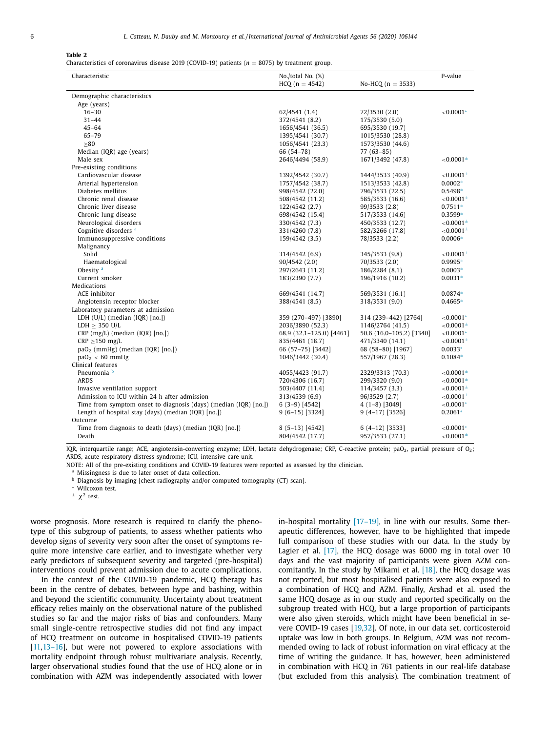**Table 2**
Characteristics of coronavirus disease 2019 (COVID-19) patients (n = 8075) by treatment group.

| Characteristic | No./total No. (%) HCQ (n = 4542) | No-HCQ (n = 3533) | P-value |
|---|---|---|---|
| Demographic characteristics | | | |
| Age (years) | | | |
| 16–30 | 62/4541 (1.4) | 72/3530 (2.0) | <0.0001* |
| 31–44 | 372/4541 (8.2) | 175/3530 (5.0) | |
| 45–64 | 1656/4541 (36.5) | 695/3530 (19.7) | |
| 65–79 | 1395/4541 (30.7) | 1015/3530 (28.8) | |
| ≥80 | 1056/4541 (23.3) | 1573/3530 (44.6) | |
| Median (IQR) age (years) | 66 (54–78) | 77 (63–85) | |
| Male sex | 2646/4494 (58.9) | 1671/3492 (47.8) | <0.0001± |
| Pre-existing conditions | | | |
| Cardiovascular disease | 1392/4542 (30.7) | 1444/3533 (40.9) | <0.0001± |
| Arterial hypertension | 1757/4542 (38.7) | 1513/3533 (42.8) | 0.0002± |
| Diabetes mellitus | 998/4542 (22.0) | 796/3533 (22.5) | 0.5498± |
| Chronic renal disease | 508/4542 (11.2) | 585/3533 (16.6) | <0.0001± |
| Chronic liver disease | 122/4542 (2.7) | 99/3533 (2.8) | 0.7511± |
| Chronic lung disease | 698/4542 (15.4) | 517/3533 (14.6) | 0.3599± |
| Neurological disorders | 330/4542 (7.3) | 450/3533 (12.7) | <0.0001± |
| Cognitive disorders [a] | 331/4260 (7.8) | 582/3266 (17.8) | <0.0001± |
| Immunosuppressive conditions | 159/4542 (3.5) | 78/3533 (2.2) | 0.0006± |
| Malignancy | | | |
| Solid | 314/4542 (6.9) | 345/3533 (9.8) | <0.0001± |
| Haematological | 90/4542 (2.0) | 70/3533 (2.0) | 0.9995± |
| Obesity [a] | 297/2643 (11.2) | 186/2284 (8.1) | 0.0003± |
| Current smoker | 183/2390 (7.7) | 196/1916 (10.2) | 0.0031± |
| Medications | | | |
| ACE inhibitor | 669/4541 (14.7) | 569/3531 (16.1) | 0.0874± |
| Angiotensin receptor blocker | 388/4541 (8.5) | 318/3531 (9.0) | 0.4665± |
| Laboratory parameters at admission | | | |
| LDH (U/L) (median (IQR) [no.]) | 359 (270–497) [3890] | 314 (239–442) [2764] | <0.0001* |
| LDH ≥ 350 U/L | 2036/3890 (52.3) | 1146/2764 (41.5) | <0.0001± |
| CRP (mg/L) (median (IQR) [no.]) | 68.9 (32.1–125.0) [4461] | 50.6 (16.0–105.2) [3340] | <0.0001* |
| CRP ≥150 mg/L | 835/4461 (18.7) | 471/3340 (14.1) | <0.0001± |
| $paO_2$ (mmHg) (median (IQR) [no.]) | 66 (57–75) [3442] | 68 (58–80) [1967] | 0.0033* |
| $paO_2$ < 60 mmHg | 1046/3442 (30.4) | 557/1967 (28.3) | 0.1084± |
| Clinical features | | | |
| Pneumonia [b] | 4055/4423 (91.7) | 2329/3313 (70.3) | <0.0001± |
| ARDS | 720/4306 (16.7) | 299/3320 (9.0) | <0.0001± |
| Invasive ventilation support | 503/4407 (11.4) | 114/3457 (3.3) | <0.0001± |
| Admission to ICU within 24 h after admission | 313/4539 (6.9) | 96/3529 (2.7) | <0.0001± |
| Time from symptom onset to diagnosis (days) (median (IQR) [no.]) | 6 (3–9) [4542] | 4 (1–8) [3049] | <0.0001* |
| Length of hospital stay (days) (median (IQR) [no.]) | 9 (6–15) [3324] | 9 (4–17) [3526] | 0.2061* |
| Outcome | | | |
| Time from diagnosis to death (days) (median (IQR) [no.]) | 8 (5–13) [4542] | 6 (4–12) [3533] | <0.0001* |
| Death | 804/4542 (17.7) | 957/3533 (27.1) | <0.0001± |

IQR, interquartile range; ACE, angiotensin-converting enzyme; LDH, lactate dehydrogenase; CRP, C-reactive protein; $paO_2$, partial pressure of $O_2$; ARDS, acute respiratory distress syndrome; ICU, intensive care unit.

NOTE: All of the pre-existing conditions and COVID-19 features were reported as assessed by the clinician.

[a] Missingness is due to later onset of data collection.

[b] Diagnosis by imaging [chest radiography and/or computed tomography (CT) scan].

\* Wilcoxon test.

± $\chi^2$ test.

worse prognosis. More research is required to clarify the phenotype of this subgroup of patients, to assess whether patients who develop signs of severity very soon after the onset of symptoms require more intensive care earlier, and to investigate whether very early predictors of subsequent severity and targeted (pre-hospital) interventions could prevent admission due to acute complications.

In the context of the COVID-19 pandemic, HCQ therapy has been in the centre of debates, between hype and bashing, within and beyond the scientific community. Uncertainty about treatment efficacy relies mainly on the observational nature of the published studies so far and the major risks of bias and confounders. Many small single-centre retrospective studies did not find any impact of HCQ treatment on outcome in hospitalised COVID-19 patients [11,13–16], but were not powered to explore associations with mortality endpoint through robust multivariate analysis. Recently, larger observational studies found that the use of HCQ alone or in combination with AZM was independently associated with lower in-hospital mortality [17–19], in line with our results. Some therapeutic differences, however, have to be highlighted that impede full comparison of these studies with our data. In the study by Lagier et al. [17], the HCQ dosage was 6000 mg in total over 10 days and the vast majority of participants were given AZM concomitantly. In the study by Mikami et al. [18], the HCQ dosage was not reported, but most hospitalised patients were also exposed to a combination of HCQ and AZM. Finally, Arshad et al. used the same HCQ dosage as in our study and reported specifically on the subgroup treated with HCQ, but a large proportion of participants were also given steroids, which might have been beneficial in severe COVID-19 cases [19,32]. Of note, in our data set, corticosteroid uptake was low in both groups. In Belgium, AZM was not recommended owing to lack of robust information on viral efficacy at the time of writing the guidance. It has, however, been administered in combination with HCQ in 761 patients in our real-life database (but excluded from this analysis). The combination treatment of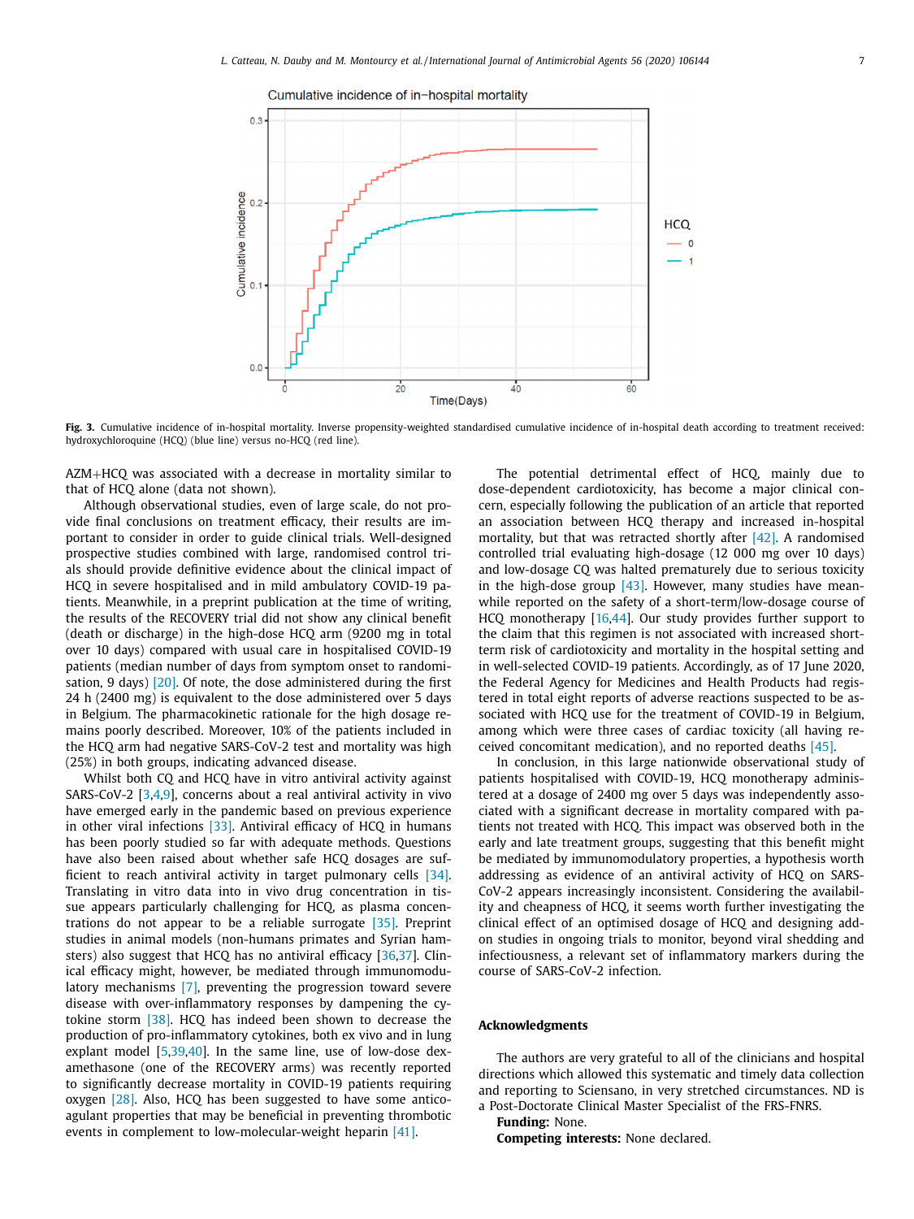Fig. 3. Cumulative incidence of in-hospital mortality. Inverse propensity-weighted standardised cumulative incidence of in-hospital death according to treatment received: hydroxychloroquine (HCQ) (blue line) versus no-HCQ (red line).

AZM+HCQ was associated with a decrease in mortality similar to that of HCQ alone (data not shown).

Although observational studies, even of large scale, do not provide final conclusions on treatment efficacy, their results are important to consider in order to guide clinical trials. Well-designed prospective studies combined with large, randomised control trials should provide definitive evidence about the clinical impact of HCQ in severe hospitalised and in mild ambulatory COVID-19 patients. Meanwhile, in a preprint publication at the time of writing, the results of the RECOVERY trial did not show any clinical benefit (death or discharge) in the high-dose HCQ arm (9200 mg in total over 10 days) compared with usual care in hospitalised COVID-19 patients (median number of days from symptom onset to randomisation, 9 days) [20]. Of note, the dose administered during the first 24 h (2400 mg) is equivalent to the dose administered over 5 days in Belgium. The pharmacokinetic rationale for the high dosage remains poorly described. Moreover, 10% of the patients included in the HCQ arm had negative SARS-CoV-2 test and mortality was high (25%) in both groups, indicating advanced disease.

Whilst both CQ and HCQ have in vitro antiviral activity against SARS-CoV-2 [3,4,9], concerns about a real antiviral activity in vivo have emerged early in the pandemic based on previous experience in other viral infections [33]. Antiviral efficacy of HCQ in humans has been poorly studied so far with adequate methods. Questions have also been raised about whether safe HCQ dosages are sufficient to reach antiviral activity in target pulmonary cells [34]. Translating in vitro data into in vivo drug concentration in tissue appears particularly challenging for HCQ, as plasma concentrations do not appear to be a reliable surrogate [35]. Preprint studies in animal models (non-humans primates and Syrian hamsters) also suggest that HCQ has no antiviral efficacy [36,37]. Clinical efficacy might, however, be mediated through immunomodulatory mechanisms [7], preventing the progression toward severe disease with over-inflammatory responses by dampening the cytokine storm [38]. HCQ has indeed been shown to decrease the production of pro-inflammatory cytokines, both ex vivo and in lung explant model [5,39,40]. In the same line, use of low-dose dexamethasone (one of the RECOVERY arms) was recently reported to significantly decrease mortality in COVID-19 patients requiring oxygen [28]. Also, HCQ has been suggested to have some anticoagulant properties that may be beneficial in preventing thrombotic events in complement to low-molecular-weight heparin [41].

The potential detrimental effect of HCQ, mainly due to dose-dependent cardiotoxicity, has become a major clinical concern, especially following the publication of an article that reported an association between HCQ therapy and increased in-hospital mortality, but that was retracted shortly after [42]. A randomised controlled trial evaluating high-dosage (12 000 mg over 10 days) and low-dosage CQ was halted prematurely due to serious toxicity in the high-dose group [43]. However, many studies have meanwhile reported on the safety of a short-term/low-dosage course of HCQ monotherapy [16,44]. Our study provides further support to the claim that this regimen is not associated with increased short-term risk of cardiotoxicity and mortality in the hospital setting and in well-selected COVID-19 patients. Accordingly, as of 17 June 2020, the Federal Agency for Medicines and Health Products had registered in total eight reports of adverse reactions suspected to be associated with HCQ use for the treatment of COVID-19 in Belgium, among which were three cases of cardiac toxicity (all having received concomitant medication), and no reported deaths [45].

In conclusion, in this large nationwide observational study of patients hospitalised with COVID-19, HCQ monotherapy administered at a dosage of 2400 mg over 5 days was independently associated with a significant decrease in mortality compared with patients not treated with HCQ. This impact was observed both in the early and late treatment groups, suggesting that this benefit might be mediated by immunomodulatory properties, a hypothesis worth addressing as evidence of an antiviral activity of HCQ on SARS-CoV-2 appears increasingly inconsistent. Considering the availability and cheapness of HCQ, it seems worth further investigating the clinical effect of an optimised dosage of HCQ and designing add-on studies in ongoing trials to monitor, beyond viral shedding and infectiousness, a relevant set of inflammatory markers during the course of SARS-CoV-2 infection.

## Acknowledgments

The authors are very grateful to all of the clinicians and hospital directions which allowed this systematic and timely data collection and reporting to Sciensano, in very stretched circumstances. ND is a Post-Doctorate Clinical Master Specialist of the FRS-FNRS.

**Funding:** None.

**Competing interests:** None declared.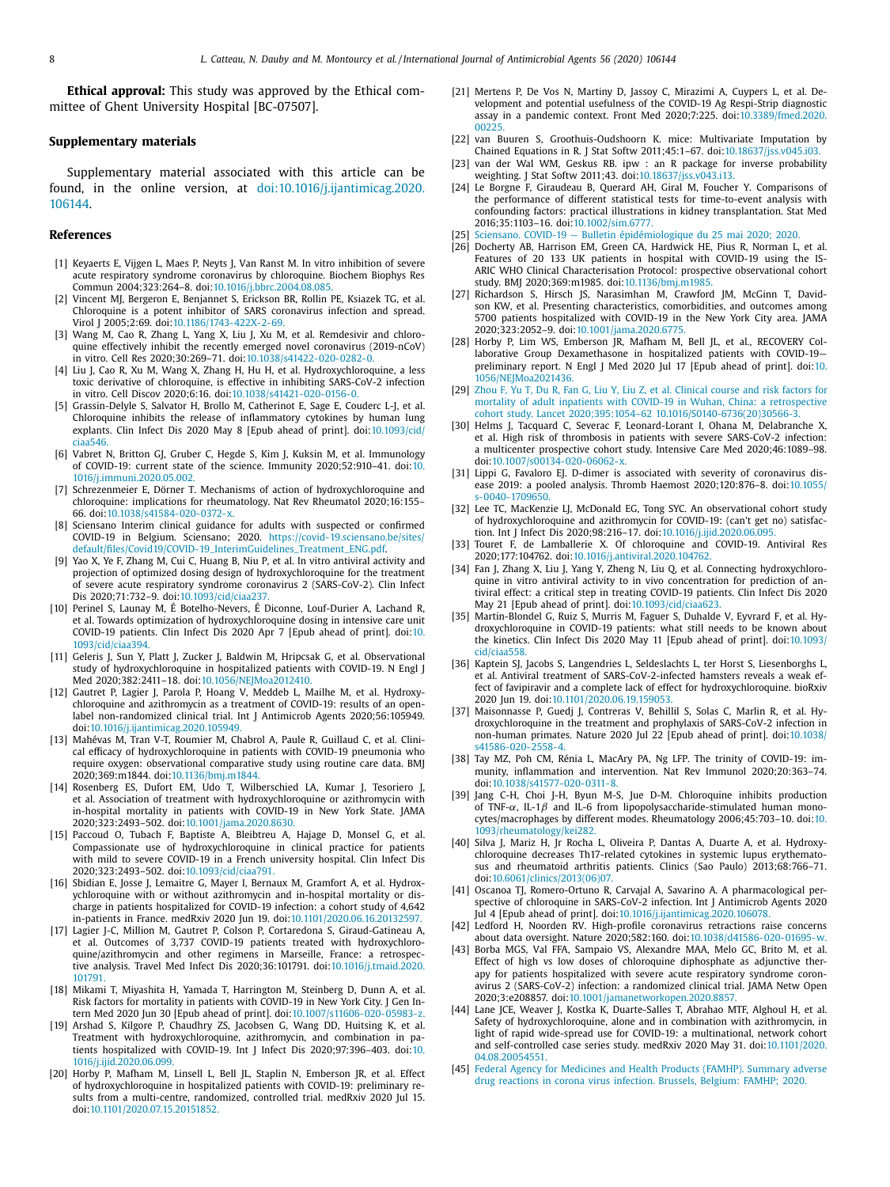**Ethical approval:** This study was approved by the Ethical committee of Ghent University Hospital [BC-07507].

## Supplementary materials

Supplementary material associated with this article can be found, in the online version, at doi:10.1016/j.ijantimicag.2020.106144.

## References

[1] Keyaerts E, Vijgen L, Maes P, Neyts J, Van Ranst M. In vitro inhibition of severe acute respiratory syndrome coronavirus by chloroquine. Biochem Biophys Res Commun 2004;323:264–8. doi:10.1016/j.bbrc.2004.08.085.

[2] Vincent MJ, Bergeron E, Benjannet S, Erickson BR, Rollin PE, Ksiazek TG, et al. Chloroquine is a potent inhibitor of SARS coronavirus infection and spread. Virol J 2005;2:69. doi:10.1186/1743-422X-2-69.

[3] Wang M, Cao R, Zhang L, Yang X, Liu J, Xu M, et al. Remdesivir and chloroquine effectively inhibit the recently emerged novel coronavirus (2019-nCoV) in vitro. Cell Res 2020;30:269–71. doi:10.1038/s41422-020-0282-0.

[4] Liu J, Cao R, Xu M, Wang X, Zhang H, Hu H, et al. Hydroxychloroquine, a less toxic derivative of chloroquine, is effective in inhibiting SARS-CoV-2 infection in vitro. Cell Discov 2020;6:16. doi:10.1038/s41421-020-0156-0.

[5] Grassin-Delyle S, Salvator H, Brollo M, Catherinot E, Sage E, Couderc L-J, et al. Chloroquine inhibits the release of inflammatory cytokines by human lung explants. Clin Infect Dis 2020 May 8 [Epub ahead of print]. doi:10.1093/cid/ciaa546.

[6] Vabret N, Britton GJ, Gruber C, Hegde S, Kim J, Kuksin M, et al. Immunology of COVID-19: current state of the science. Immunity 2020;52:910–41. doi:10.1016/j.immuni.2020.05.002.

[7] Schrezenmeier E, Dörner T. Mechanisms of action of hydroxychloroquine and chloroquine: implications for rheumatology. Nat Rev Rheumatol 2020;16:155–66. doi:10.1038/s41584-020-0372-x.

[8] Sciensano Interim clinical guidance for adults with suspected or confirmed COVID-19 in Belgium. Sciensano; 2020. https://covid-19.sciensano.be/sites/default/files/Covid19/COVID-19_InterimGuidelines_Treatment_ENG.pdf.

[9] Yao X, Ye F, Zhang M, Cui C, Huang B, Niu P, et al. In vitro antiviral activity and projection of optimized dosing design of hydroxychloroquine for the treatment of severe acute respiratory syndrome coronavirus 2 (SARS-CoV-2). Clin Infect Dis 2020;71:732–9. doi:10.1093/cid/ciaa237.

[10] Perinel S, Launay M, É Botelho-Nevers, É Diconne, Louf-Durier A, Lachand R, et al. Towards optimization of hydroxychloroquine dosing in intensive care unit COVID-19 patients. Clin Infect Dis 2020 Apr 7 [Epub ahead of print]. doi:10.1093/cid/ciaa394.

[11] Geleris J, Sun Y, Platt J, Zucker J, Baldwin M, Hripcsak G, et al. Observational study of hydroxychloroquine in hospitalized patients with COVID-19. N Engl J Med 2020;382:2411–18. doi:10.1056/NEJMoa2012410.

[12] Gautret P, Lagier J, Parola P, Hoang V, Meddeb L, Mailhe M, et al. Hydroxychloroquine and azithromycin as a treatment of COVID-19: results of an open-label non-randomized clinical trial. Int J Antimicrob Agents 2020;56:105949. doi:10.1016/j.ijantimicag.2020.105949.

[13] Mahévas M, Tran V-T, Roumier M, Chabrol A, Paule R, Guillaud C, et al. Clinical efficacy of hydroxychloroquine in patients with COVID-19 pneumonia who require oxygen: observational comparative study using routine care data. BMJ 2020;369:m1844. doi:10.1136/bmj.m1844.

[14] Rosenberg ES, Dufort EM, Udo T, Wilberschied LA, Kumar J, Tesoriero J, et al. Association of treatment with hydroxychloroquine or azithromycin with in-hospital mortality in patients with COVID-19 in New York State. JAMA 2020;323:2493–502. doi:10.1001/jama.2020.8630.

[15] Paccoud O, Tubach F, Baptiste A, Bleibtreu A, Hajage D, Monsel G, et al. Compassionate use of hydroxychloroquine in clinical practice for patients with mild to severe COVID-19 in a French university hospital. Clin Infect Dis 2020;323:2493–502. doi:10.1093/cid/ciaa791.

[16] Sbidian E, Josse J, Lemaitre G, Mayer I, Bernaux M, Gramfort A, et al. Hydroxychloroquine with or without azithromycin and in-hospital mortality or discharge in patients hospitalized for COVID-19 infection: a cohort study of 4,642 in-patients in France. medRxiv 2020 Jun 19. doi:10.1101/2020.06.16.20132597.

[17] Lagier J-C, Million M, Gautret P, Colson P, Cortaredona S, Giraud-Gatineau A, et al. Outcomes of 3,737 COVID-19 patients treated with hydroxychloroquine/azithromycin and other regimens in Marseille, France: a retrospective analysis. Travel Med Infect Dis 2020;36:101791. doi:10.1016/j.tmaid.2020.101791.

[18] Mikami T, Miyashita H, Yamada T, Harrington M, Steinberg D, Dunn A, et al. Risk factors for mortality in patients with COVID-19 in New York City. J Gen Intern Med 2020 Jun 30 [Epub ahead of print]. doi:10.1007/s11606-020-05983-z.

[19] Arshad S, Kilgore P, Chaudhry ZS, Jacobsen G, Wang DD, Huitsing K, et al. Treatment with hydroxychloroquine, azithromycin, and combination in patients hospitalized with COVID-19. Int J Infect Dis 2020;97:396–403. doi:10.1016/j.ijid.2020.06.099.

[20] Horby P, Mafham M, Linsell L, Bell JL, Staplin N, Emberson JR, et al. Effect of hydroxychloroquine in hospitalized patients with COVID-19: preliminary results from a multi-centre, randomized, controlled trial. medRxiv 2020 Jul 15. doi:10.1101/2020.07.15.20151852.

[21] Mertens P, De Vos N, Martiny D, Jassoy C, Mirazimi A, Cuypers L, et al. Development and potential usefulness of the COVID-19 Ag Respi-Strip diagnostic assay in a pandemic context. Front Med 2020;7:225. doi:10.3389/fmed.2020.00225.

[22] van Buuren S, Groothuis-Oudshoorn K. mice: Multivariate Imputation by Chained Equations in R. J Stat Softw 2011;45:1–67. doi:10.18637/jss.v045.i03.

[23] van der Wal WM, Geskus RB. ipw : an R package for inverse probability weighting. J Stat Softw 2011;43. doi:10.18637/jss.v043.i13.

[24] Le Borgne F, Giraudeau B, Querard AH, Giral M, Foucher Y. Comparisons of the performance of different statistical tests for time-to-event analysis with confounding factors: practical illustrations in kidney transplantation. Stat Med 2016;35:1103–16. doi:10.1002/sim.6777.

[25] Sciensano. COVID-19 — Bulletin épidémiologique du 25 mai 2020; 2020.

[26] Docherty AB, Harrison EM, Green CA, Hardwick HE, Pius R, Norman L, et al. Features of 20 133 UK patients in hospital with COVID-19 using the ISARIC WHO Clinical Characterisation Protocol: prospective observational cohort study. BMJ 2020;369:m1985. doi:10.1136/bmj.m1985.

[27] Richardson S, Hirsch JS, Narasimhan M, Crawford JM, McGinn T, Davidson KW, et al. Presenting characteristics, comorbidities, and outcomes among 5700 patients hospitalized with COVID-19 in the New York City area. JAMA 2020;323:2052–9. doi:10.1001/jama.2020.6775.

[28] Horby P, Lim WS, Emberson JR, Mafham M, Bell JL, et al., RECOVERY Collaborative Group Dexamethasone in hospitalized patients with COVID-19—preliminary report. N Engl J Med 2020 Jul 17 [Epub ahead of print]. doi:10.1056/NEJMoa2021436.

[29] Zhou F, Yu T, Du R, Fan G, Liu Y, Liu Z, et al. Clinical course and risk factors for mortality of adult inpatients with COVID-19 in Wuhan, China: a retrospective cohort study. Lancet 2020;395:1054–62 10.1016/S0140-6736(20)30566-3.

[30] Helms J, Tacquard C, Severac F, Leonard-Lorant I, Ohana M, Delabranche X, et al. High risk of thrombosis in patients with severe SARS-CoV-2 infection: a multicenter prospective cohort study. Intensive Care Med 2020;46:1089–98. doi:10.1007/s00134-020-06062-x.

[31] Lippi G, Favaloro EJ. D-dimer is associated with severity of coronavirus disease 2019: a pooled analysis. Thromb Haemost 2020;120:876–8. doi:10.1055/s-0040-1709650.

[32] Lee TC, MacKenzie LJ, McDonald EG, Tong SYC. An observational cohort study of hydroxychloroquine and azithromycin for COVID-19: (can't get no) satisfaction. Int J Infect Dis 2020;98:216–17. doi:10.1016/j.ijid.2020.06.095.

[33] Touret F, de Lamballerie X. Of chloroquine and COVID-19. Antiviral Res 2020;177:104762. doi:10.1016/j.antiviral.2020.104762.

[34] Fan J, Zhang X, Liu J, Yang Y, Zheng N, Liu Q, et al. Connecting hydroxychloroquine in vitro antiviral activity to in vivo concentration for prediction of antiviral effect: a critical step in treating COVID-19 patients. Clin Infect Dis 2020 May 21 [Epub ahead of print]. doi:10.1093/cid/ciaa623.

[35] Martin-Blondel G, Ruiz S, Murris M, Faguer S, Duhalde V, Eyvrard F, et al. Hydroxychloroquine in COVID-19 patients: what still needs to be known about the kinetics. Clin Infect Dis 2020 May 11 [Epub ahead of print]. doi:10.1093/cid/ciaa558.

[36] Kaptein SJ, Jacobs S, Langendries L, Seldeslachts L, ter Horst S, Liesenborghs L, et al. Antiviral treatment of SARS-CoV-2-infected hamsters reveals a weak effect of favipiravir and a complete lack of effect for hydroxychloroquine. bioRxiv 2020 Jun 19. doi:10.1101/2020.06.19.159053.

[37] Maisonnasse P, Guedj J, Contreras V, Behillil S, Solas C, Marlin R, et al. Hydroxychloroquine in the treatment and prophylaxis of SARS-CoV-2 infection in non-human primates. Nature 2020 Jul 22 [Epub ahead of print]. doi:10.1038/s41586-020-2558-4.

[38] Tay MZ, Poh CM, Rénia L, MacAry PA, Ng LFP. The trinity of COVID-19: immunity, inflammation and intervention. Nat Rev Immunol 2020;20:363–74. doi:10.1038/s41577-020-0311-8.

[39] Jang C-H, Choi J-H, Byun M-S, Jue D-M. Chloroquine inhibits production of TNF-$\alpha$, IL-1$\beta$ and IL-6 from lipopolysaccharide-stimulated human monocytes/macrophages by different modes. Rheumatology 2006;45:703–10. doi:10.1093/rheumatology/kei282.

[40] Silva J, Mariz H, Jr Rocha L, Oliveira P, Dantas A, Duarte A, et al. Hydroxychloroquine decreases Th17-related cytokines in systemic lupus erythematosus and rheumatoid arthritis patients. Clinics (Sao Paulo) 2013;68:766–71. doi:10.6061/clinics/2013(06)07.

[41] Oscanoa TJ, Romero-Ortuno R, Carvajal A, Savarino A. A pharmacological perspective of chloroquine in SARS-CoV-2 infection. Int J Antimicrob Agents 2020 Jul 4 [Epub ahead of print]. doi:10.1016/j.ijantimicag.2020.106078.

[42] Ledford H, Noorden RV. High-profile coronavirus retractions raise concerns about data oversight. Nature 2020;582:160. doi:10.1038/d41586-020-01695-w.

[43] Borba MGS, Val FFA, Sampaio VS, Alexandre MAA, Melo GC, Brito M, et al. Effect of high vs low doses of chloroquine diphosphate as adjunctive therapy for patients hospitalized with severe acute respiratory syndrome coronavirus 2 (SARS-CoV-2) infection: a randomized clinical trial. JAMA Netw Open 2020;3:e208857. doi:10.1001/jamanetworkopen.2020.8857.

[44] Lane JCE, Weaver J, Kostka K, Duarte-Salles T, Abrahao MTF, Alghoul H, et al. Safety of hydroxychloroquine, alone and in combination with azithromycin, in light of rapid wide-spread use for COVID-19: a multinational, network cohort and self-controlled case series study. medRxiv 2020 May 31. doi:10.1101/2020.04.08.20054551.

[45] Federal Agency for Medicines and Health Products (FAMHP). Summary adverse drug reactions in corona virus infection. Brussels, Belgium: FAMHP; 2020.